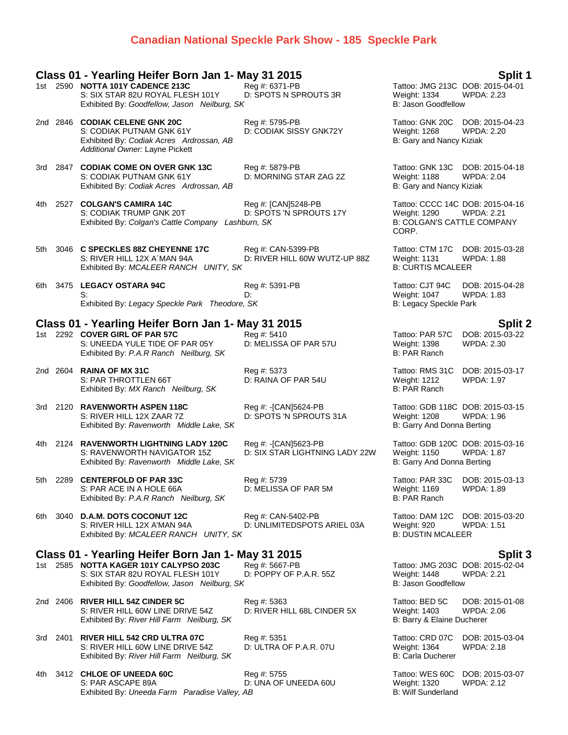# Canadian National Speckle Park Show - 185 Speckle Park

## Class 01 - Yearling Heifer Born Jan 1- May 31 2015 — Split 1

1st 2590 **NOTTA 101Y CADENCE 213C** Reg #: 6371-PB Tattoo: JMG 213C DOB: 2015-04-01
S: SIX STAR 82U ROYAL FLESH 101Y D: SPOTS N SPROUTS 3R Weight: 1334 WPDA: 2.23
Exhibited By: *Goodfellow, Jason Neilburg, SK* B: Jason Goodfellow

2nd 2846 **CODIAK CELENE GNK 20C** Reg #: 5795-PB Tattoo: GNK 20C DOB: 2015-04-23
S: CODIAK PUTNAM GNK 61Y D: CODIAK SISSY GNK72Y Weight: 1268 WPDA: 2.20
Exhibited By: *Codiak Acres Ardrossan, AB* B: Gary and Nancy Kiziak
*Additional Owner:* Layne Pickett

3rd 2847 **CODIAK COME ON OVER GNK 13C** Reg #: 5879-PB Tattoo: GNK 13C DOB: 2015-04-18
S: CODIAK PUTNAM GNK 61Y D: MORNING STAR ZAG 2Z Weight: 1188 WPDA: 2.04
Exhibited By: *Codiak Acres Ardrossan, AB* B: Gary and Nancy Kiziak

4th 2527 **COLGAN'S CAMIRA 14C** Reg #: [CAN]5248-PB Tattoo: CCCC 14C DOB: 2015-04-16
S: CODIAK TRUMP GNK 20T D: SPOTS 'N SPROUTS 17Y Weight: 1290 WPDA: 2.21
Exhibited By: *Colgan's Cattle Company Lashburn, SK* B: COLGAN'S CATTLE COMPANY CORP.

5th 3046 **C SPECKLES 88Z CHEYENNE 17C** Reg #: CAN-5399-PB Tattoo: CTM 17C DOB: 2015-03-28
S: RIVER HILL 12X A´MAN 94A D: RIVER HILL 60W WUTZ-UP 88Z Weight: 1131 WPDA: 1.88
Exhibited By: *MCALEER RANCH UNITY, SK* B: CURTIS MCALEER

6th 3475 **LEGACY OSTARA 94C** Reg #: 5391-PB Tattoo: CJT 94C DOB: 2015-04-28
S: D: Weight: 1047 WPDA: 1.83
Exhibited By: *Legacy Speckle Park Theodore, SK* B: Legacy Speckle Park

## Class 01 - Yearling Heifer Born Jan 1- May 31 2015 — Split 2

1st 2292 **COVER GIRL OF PAR 57C** Reg #: 5410 Tattoo: PAR 57C DOB: 2015-03-22
S: UNEEDA YULE TIDE OF PAR 05Y D: MELISSA OF PAR 57U Weight: 1398 WPDA: 2.30
Exhibited By: *P.A.R Ranch Neilburg, SK* B: PAR Ranch

2nd 2604 **RAINA OF MX 31C** Reg #: 5373 Tattoo: RMS 31C DOB: 2015-03-17
S: PAR THROTTLEN 66T D: RAINA OF PAR 54U Weight: 1212 WPDA: 1.97
Exhibited By: *MX Ranch Neilburg, SK* B: PAR Ranch

3rd 2120 **RAVENWORTH ASPEN 118C** Reg #: -[CAN]5624-PB Tattoo: GDB 118C DOB: 2015-03-15
S: RIVER HILL 12X ZAAR 7Z D: SPOTS 'N SPROUTS 31A Weight: 1208 WPDA: 1.96
Exhibited By: *Ravenworth Middle Lake, SK* B: Garry And Donna Berting

4th 2124 **RAVENWORTH LIGHTNING LADY 120C** Reg #: -[CAN]5623-PB Tattoo: GDB 120C DOB: 2015-03-16
S: RAVENWORTH NAVIGATOR 15Z D: SIX STAR LIGHTNING LADY 22W Weight: 1150 WPDA: 1.87
Exhibited By: *Ravenworth Middle Lake, SK* B: Garry And Donna Berting

5th 2289 **CENTERFOLD OF PAR 33C** Reg #: 5739 Tattoo: PAR 33C DOB: 2015-03-13
S: PAR ACE IN A HOLE 66A D: MELISSA OF PAR 5M Weight: 1169 WPDA: 1.89
Exhibited By: *P.A.R Ranch Neilburg, SK* B: PAR Ranch

6th 3040 **D.A.M. DOTS COCONUT 12C** Reg #: CAN-5402-PB Tattoo: DAM 12C DOB: 2015-03-20
S: RIVER HILL 12X A'MAN 94A D: UNLIMITEDSPOTS ARIEL 03A Weight: 920 WPDA: 1.51
Exhibited By: *MCALEER RANCH UNITY, SK* B: DUSTIN MCALEER

## Class 01 - Yearling Heifer Born Jan 1- May 31 2015 — Split 3

1st 2585 **NOTTA KAGER 101Y CALYPSO 203C** Reg #: 5667-PB Tattoo: JMG 203C DOB: 2015-02-04
S: SIX STAR 82U ROYAL FLESH 101Y D: POPPY OF P.A.R. 55Z Weight: 1448 WPDA: 2.21
Exhibited By: *Goodfellow, Jason Neilburg, SK* B: Jason Goodfellow

2nd 2406 **RIVER HILL 54Z CINDER 5C** Reg #: 5363 Tattoo: BED 5C DOB: 2015-01-08
S: RIVER HILL 60W LINE DRIVE 54Z D: RIVER HILL 68L CINDER 5X Weight: 1403 WPDA: 2.06
Exhibited By: *River Hill Farm Neilburg, SK* B: Barry & Elaine Ducherer

3rd 2401 **RIVER HILL 542 CRD ULTRA 07C** Reg #: 5351 Tattoo: CRD 07C DOB: 2015-03-04
S: RIVER HILL 60W LINE DRIVE 54Z D: ULTRA OF P.A.R. 07U Weight: 1364 WPDA: 2.18
Exhibited By: *River Hill Farm Neilburg, SK* B: Carla Ducherer

4th 3412 **CHLOE OF UNEEDA 60C** Reg #: 5755 Tattoo: WES 60C DOB: 2015-03-07
S: PAR ASCAPE 89A D: UNA OF UNEEDA 60U Weight: 1320 WPDA: 2.12
Exhibited By: *Uneeda Farm Paradise Valley, AB* B: Wilf Sunderland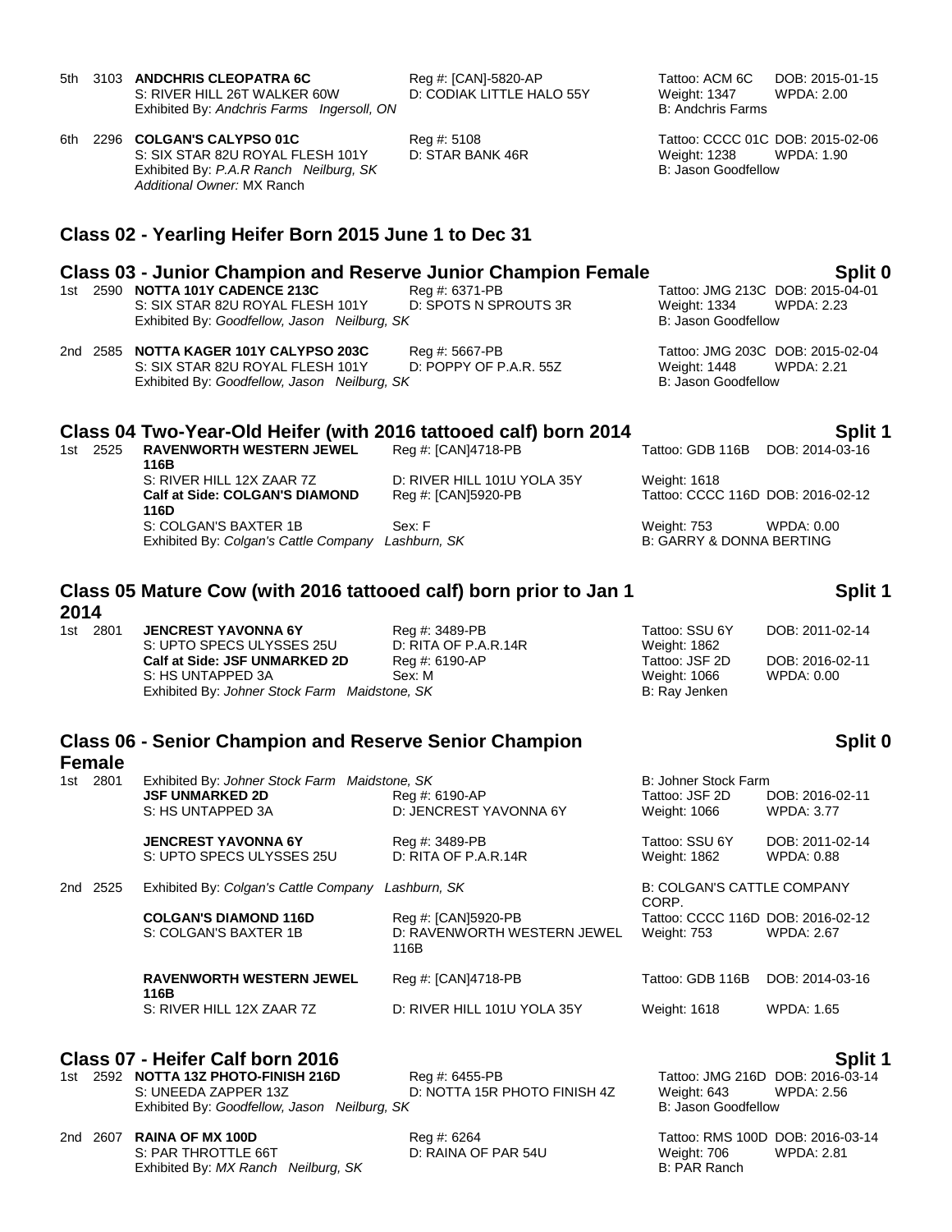5th 3103 **ANDCHRIS CLEOPATRA 6C** Reg #: [CAN]-5820-AP Tattoo: ACM 6C DOB: 2015-01-15
S: RIVER HILL 26T WALKER 60W D: CODIAK LITTLE HALO 55Y Weight: 1347 WPDA: 2.00
Exhibited By: *Andchris Farms Ingersoll, ON* B: Andchris Farms

6th 2296 **COLGAN'S CALYPSO 01C** Reg #: 5108 Tattoo: CCCC 01C DOB: 2015-02-06
S: SIX STAR 82U ROYAL FLESH 101Y D: STAR BANK 46R Weight: 1238 WPDA: 1.90
Exhibited By: *P.A.R Ranch Neilburg, SK* B: Jason Goodfellow
*Additional Owner:* MX Ranch

## Class 02 - Yearling Heifer Born 2015 June 1 to Dec 31

## Class 03 - Junior Champion and Reserve Junior Champion Female — Split 0

1st 2590 **NOTTA 101Y CADENCE 213C** Reg #: 6371-PB Tattoo: JMG 213C DOB: 2015-04-01
S: SIX STAR 82U ROYAL FLESH 101Y D: SPOTS N SPROUTS 3R Weight: 1334 WPDA: 2.23
Exhibited By: *Goodfellow, Jason Neilburg, SK* B: Jason Goodfellow

2nd 2585 **NOTTA KAGER 101Y CALYPSO 203C** Reg #: 5667-PB Tattoo: JMG 203C DOB: 2015-02-04
S: SIX STAR 82U ROYAL FLESH 101Y D: POPPY OF P.A.R. 55Z Weight: 1448 WPDA: 2.21
Exhibited By: *Goodfellow, Jason Neilburg, SK* B: Jason Goodfellow

## Class 04 Two-Year-Old Heifer (with 2016 tattooed calf) born 2014 — Split 1

1st 2525 **RAVENWORTH WESTERN JEWEL 116B** Reg #: [CAN]4718-PB Tattoo: GDB 116B DOB: 2014-03-16
S: RIVER HILL 12X ZAAR 7Z D: RIVER HILL 101U YOLA 35Y Weight: 1618
**Calf at Side: COLGAN'S DIAMOND 116D** Reg #: [CAN]5920-PB Tattoo: CCCC 116D DOB: 2016-02-12
S: COLGAN'S BAXTER 1B Sex: F Weight: 753 WPDA: 0.00
Exhibited By: *Colgan's Cattle Company Lashburn, SK* B: GARRY & DONNA BERTING

## Class 05 Mature Cow (with 2016 tattooed calf) born prior to Jan 1 2014 — Split 1

1st 2801 **JENCREST YAVONNA 6Y** Reg #: 3489-PB Tattoo: SSU 6Y DOB: 2011-02-14
S: UPTO SPECS ULYSSES 25U D: RITA OF P.A.R.14R Weight: 1862
**Calf at Side: JSF UNMARKED 2D** Reg #: 6190-AP Tattoo: JSF 2D DOB: 2016-02-11
S: HS UNTAPPED 3A Sex: M Weight: 1066 WPDA: 0.00
Exhibited By: *Johner Stock Farm Maidstone, SK* B: Ray Jenken

## Class 06 - Senior Champion and Reserve Senior Champion Female — Split 0

1st 2801 Exhibited By: *Johner Stock Farm Maidstone, SK* B: Johner Stock Farm

**JSF UNMARKED 2D** Reg #: 6190-AP Tattoo: JSF 2D DOB: 2016-02-11
S: HS UNTAPPED 3A D: JENCREST YAVONNA 6Y Weight: 1066 WPDA: 3.77

**JENCREST YAVONNA 6Y** Reg #: 3489-PB Tattoo: SSU 6Y DOB: 2011-02-14
S: UPTO SPECS ULYSSES 25U D: RITA OF P.A.R.14R Weight: 1862 WPDA: 0.88

2nd 2525 Exhibited By: *Colgan's Cattle Company Lashburn, SK* B: COLGAN'S CATTLE COMPANY CORP.

**COLGAN'S DIAMOND 116D** Reg #: [CAN]5920-PB Tattoo: CCCC 116D DOB: 2016-02-12
S: COLGAN'S BAXTER 1B D: RAVENWORTH WESTERN JEWEL 116B Weight: 753 WPDA: 2.67

**RAVENWORTH WESTERN JEWEL 116B** Reg #: [CAN]4718-PB Tattoo: GDB 116B DOB: 2014-03-16
S: RIVER HILL 12X ZAAR 7Z D: RIVER HILL 101U YOLA 35Y Weight: 1618 WPDA: 1.65

## Class 07 - Heifer Calf born 2016 — Split 1

1st 2592 **NOTTA 13Z PHOTO-FINISH 216D** Reg #: 6455-PB Tattoo: JMG 216D DOB: 2016-03-14
S: UNEEDA ZAPPER 13Z D: NOTTA 15R PHOTO FINISH 4Z Weight: 643 WPDA: 2.56
Exhibited By: *Goodfellow, Jason Neilburg, SK* B: Jason Goodfellow

2nd 2607 **RAINA OF MX 100D** Reg #: 6264 Tattoo: RMS 100D DOB: 2016-03-14
S: PAR THROTTLE 66T D: RAINA OF PAR 54U Weight: 706 WPDA: 2.81
Exhibited By: *MX Ranch Neilburg, SK* B: PAR Ranch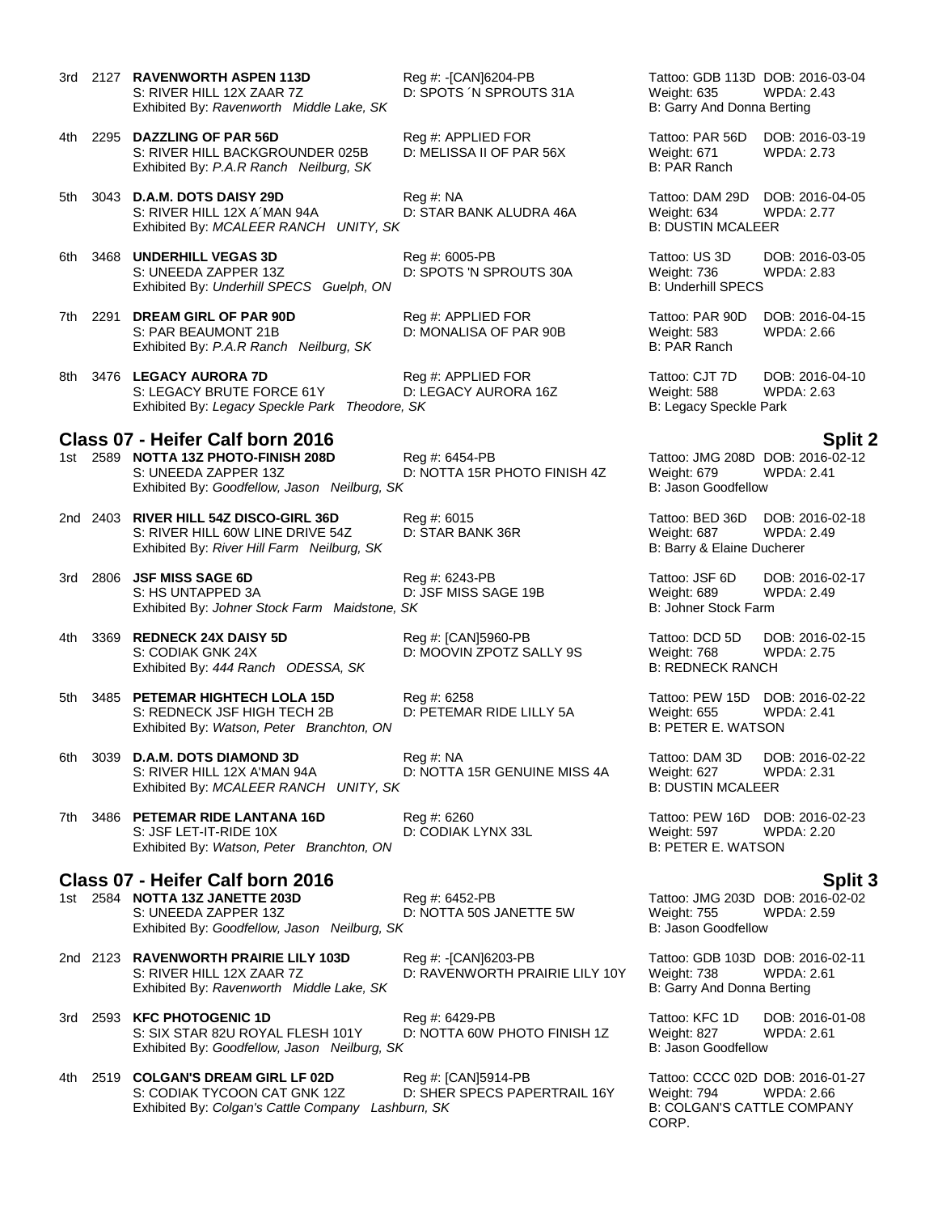3rd 2127 **RAVENWORTH ASPEN 113D** Reg #: -[CAN]6204-PB Tattoo: GDB 113D DOB: 2016-03-04
S: RIVER HILL 12X ZAAR 7Z D: SPOTS ´N SPROUTS 31A Weight: 635 WPDA: 2.43
Exhibited By: *Ravenworth Middle Lake, SK* B: Garry And Donna Berting

4th 2295 **DAZZLING OF PAR 56D** Reg #: APPLIED FOR Tattoo: PAR 56D DOB: 2016-03-19
S: RIVER HILL BACKGROUNDER 025B D: MELISSA II OF PAR 56X Weight: 671 WPDA: 2.73
Exhibited By: *P.A.R Ranch Neilburg, SK* B: PAR Ranch

5th 3043 **D.A.M. DOTS DAISY 29D** Reg #: NA Tattoo: DAM 29D DOB: 2016-04-05
S: RIVER HILL 12X A´MAN 94A D: STAR BANK ALUDRA 46A Weight: 634 WPDA: 2.77
Exhibited By: *MCALEER RANCH UNITY, SK* B: DUSTIN MCALEER

6th 3468 **UNDERHILL VEGAS 3D** Reg #: 6005-PB Tattoo: US 3D DOB: 2016-03-05
S: UNEEDA ZAPPER 13Z D: SPOTS 'N SPROUTS 30A Weight: 736 WPDA: 2.83
Exhibited By: *Underhill SPECS Guelph, ON* B: Underhill SPECS

7th 2291 **DREAM GIRL OF PAR 90D** Reg #: APPLIED FOR Tattoo: PAR 90D DOB: 2016-04-15
S: PAR BEAUMONT 21B D: MONALISA OF PAR 90B Weight: 583 WPDA: 2.66
Exhibited By: *P.A.R Ranch Neilburg, SK* B: PAR Ranch

8th 3476 **LEGACY AURORA 7D** Reg #: APPLIED FOR Tattoo: CJT 7D DOB: 2016-04-10
S: LEGACY BRUTE FORCE 61Y D: LEGACY AURORA 16Z Weight: 588 WPDA: 2.63
Exhibited By: *Legacy Speckle Park Theodore, SK* B: Legacy Speckle Park

## Class 07 - Heifer Calf born 2016 — Split 2

1st 2589 **NOTTA 13Z PHOTO-FINISH 208D** Reg #: 6454-PB Tattoo: JMG 208D DOB: 2016-02-12
S: UNEEDA ZAPPER 13Z D: NOTTA 15R PHOTO FINISH 4Z Weight: 679 WPDA: 2.41
Exhibited By: *Goodfellow, Jason Neilburg, SK* B: Jason Goodfellow

2nd 2403 **RIVER HILL 54Z DISCO-GIRL 36D** Reg #: 6015 Tattoo: BED 36D DOB: 2016-02-18
S: RIVER HILL 60W LINE DRIVE 54Z D: STAR BANK 36R Weight: 687 WPDA: 2.49
Exhibited By: *River Hill Farm Neilburg, SK* B: Barry & Elaine Ducherer

3rd 2806 **JSF MISS SAGE 6D** Reg #: 6243-PB Tattoo: JSF 6D DOB: 2016-02-17
S: HS UNTAPPED 3A D: JSF MISS SAGE 19B Weight: 689 WPDA: 2.49
Exhibited By: *Johner Stock Farm Maidstone, SK* B: Johner Stock Farm

4th 3369 **REDNECK 24X DAISY 5D** Reg #: [CAN]5960-PB Tattoo: DCD 5D DOB: 2016-02-15
S: CODIAK GNK 24X D: MOOVIN ZPOTZ SALLY 9S Weight: 768 WPDA: 2.75
Exhibited By: *444 Ranch ODESSA, SK* B: REDNECK RANCH

5th 3485 **PETEMAR HIGHTECH LOLA 15D** Reg #: 6258 Tattoo: PEW 15D DOB: 2016-02-22
S: REDNECK JSF HIGH TECH 2B D: PETEMAR RIDE LILLY 5A Weight: 655 WPDA: 2.41
Exhibited By: *Watson, Peter Branchton, ON* B: PETER E. WATSON

6th 3039 **D.A.M. DOTS DIAMOND 3D** Reg #: NA Tattoo: DAM 3D DOB: 2016-02-22
S: RIVER HILL 12X A´MAN 94A D: NOTTA 15R GENUINE MISS 4A Weight: 627 WPDA: 2.31
Exhibited By: *MCALEER RANCH UNITY, SK* B: DUSTIN MCALEER

7th 3486 **PETEMAR RIDE LANTANA 16D** Reg #: 6260 Tattoo: PEW 16D DOB: 2016-02-23
S: JSF LET-IT-RIDE 10X D: CODIAK LYNX 33L Weight: 597 WPDA: 2.20
Exhibited By: *Watson, Peter Branchton, ON* B: PETER E. WATSON

## Class 07 - Heifer Calf born 2016 — Split 3

1st 2584 **NOTTA 13Z JANETTE 203D** Reg #: 6452-PB Tattoo: JMG 203D DOB: 2016-02-02
S: UNEEDA ZAPPER 13Z D: NOTTA 50S JANETTE 5W Weight: 755 WPDA: 2.59
Exhibited By: *Goodfellow, Jason Neilburg, SK* B: Jason Goodfellow

2nd 2123 **RAVENWORTH PRAIRIE LILY 103D** Reg #: -[CAN]6203-PB Tattoo: GDB 103D DOB: 2016-02-11
S: RIVER HILL 12X ZAAR 7Z D: RAVENWORTH PRAIRIE LILY 10Y Weight: 738 WPDA: 2.61
Exhibited By: *Ravenworth Middle Lake, SK* B: Garry And Donna Berting

3rd 2593 **KFC PHOTOGENIC 1D** Reg #: 6429-PB Tattoo: KFC 1D DOB: 2016-01-08
S: SIX STAR 82U ROYAL FLESH 101Y D: NOTTA 60W PHOTO FINISH 1Z Weight: 827 WPDA: 2.61
Exhibited By: *Goodfellow, Jason Neilburg, SK* B: Jason Goodfellow

4th 2519 **COLGAN'S DREAM GIRL LF 02D** Reg #: [CAN]5914-PB Tattoo: CCCC 02D DOB: 2016-01-27
S: CODIAK TYCOON CAT GNK 12Z D: SHER SPECS PAPERTRAIL 16Y Weight: 794 WPDA: 2.66
Exhibited By: *Colgan's Cattle Company Lashburn, SK* B: COLGAN'S CATTLE COMPANY CORP.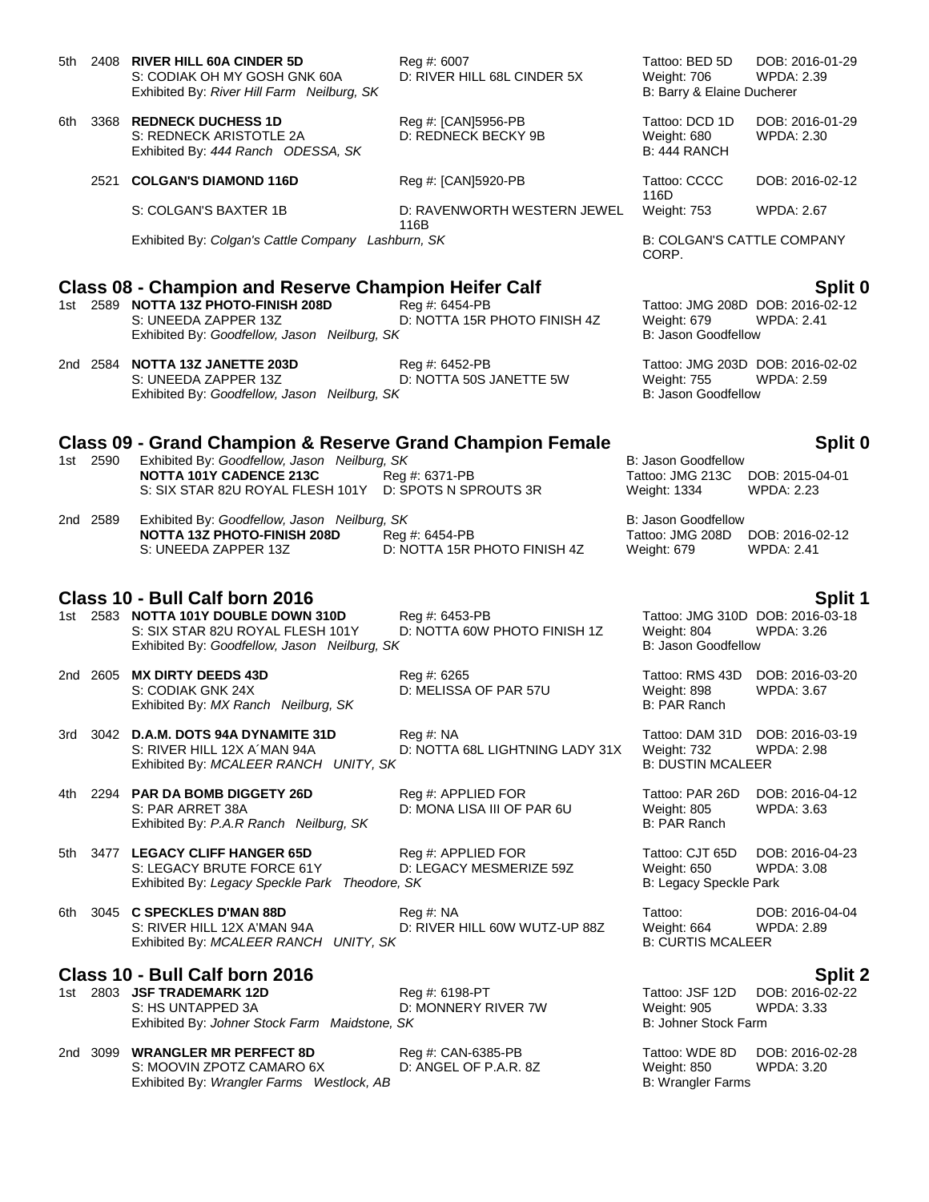5th 2408 **RIVER HILL 60A CINDER 5D** Reg #: 6007 Tattoo: BED 5D DOB: 2016-01-29
S: CODIAK OH MY GOSH GNK 60A D: RIVER HILL 68L CINDER 5X Weight: 706 WPDA: 2.39
Exhibited By: *River Hill Farm Neilburg, SK* B: Barry & Elaine Ducherer

6th 3368 **REDNECK DUCHESS 1D** Reg #: [CAN]5956-PB Tattoo: DCD 1D DOB: 2016-01-29
S: REDNECK ARISTOTLE 2A D: REDNECK BECKY 9B Weight: 680 WPDA: 2.30
Exhibited By: *444 Ranch ODESSA, SK* B: 444 RANCH

2521 **COLGAN'S DIAMOND 116D** Reg #: [CAN]5920-PB Tattoo: CCCC 116D DOB: 2016-02-12
S: COLGAN'S BAXTER 1B D: RAVENWORTH WESTERN JEWEL 116B Weight: 753 WPDA: 2.67
Exhibited By: *Colgan's Cattle Company Lashburn, SK* B: COLGAN'S CATTLE COMPANY CORP.

## Class 08 - Champion and Reserve Champion Heifer Calf — Split 0

1st 2589 **NOTTA 13Z PHOTO-FINISH 208D** Reg #: 6454-PB Tattoo: JMG 208D DOB: 2016-02-12
S: UNEEDA ZAPPER 13Z D: NOTTA 15R PHOTO FINISH 4Z Weight: 679 WPDA: 2.41
Exhibited By: *Goodfellow, Jason Neilburg, SK* B: Jason Goodfellow

2nd 2584 **NOTTA 13Z JANETTE 203D** Reg #: 6452-PB Tattoo: JMG 203D DOB: 2016-02-02
S: UNEEDA ZAPPER 13Z D: NOTTA 50S JANETTE 5W Weight: 755 WPDA: 2.59
Exhibited By: *Goodfellow, Jason Neilburg, SK* B: Jason Goodfellow

## Class 09 - Grand Champion & Reserve Grand Champion Female — Split 0

1st 2590 Exhibited By: *Goodfellow, Jason Neilburg, SK* B: Jason Goodfellow
**NOTTA 101Y CADENCE 213C** Reg #: 6371-PB Tattoo: JMG 213C DOB: 2015-04-01
S: SIX STAR 82U ROYAL FLESH 101Y D: SPOTS N SPROUTS 3R Weight: 1334 WPDA: 2.23

2nd 2589 Exhibited By: *Goodfellow, Jason Neilburg, SK* B: Jason Goodfellow
**NOTTA 13Z PHOTO-FINISH 208D** Reg #: 6454-PB Tattoo: JMG 208D DOB: 2016-02-12
S: UNEEDA ZAPPER 13Z D: NOTTA 15R PHOTO FINISH 4Z Weight: 679 WPDA: 2.41

## Class 10 - Bull Calf born 2016 — Split 1

1st 2583 **NOTTA 101Y DOUBLE DOWN 310D** Reg #: 6453-PB Tattoo: JMG 310D DOB: 2016-03-18
S: SIX STAR 82U ROYAL FLESH 101Y D: NOTTA 60W PHOTO FINISH 1Z Weight: 804 WPDA: 3.26
Exhibited By: *Goodfellow, Jason Neilburg, SK* B: Jason Goodfellow

2nd 2605 **MX DIRTY DEEDS 43D** Reg #: 6265 Tattoo: RMS 43D DOB: 2016-03-20
S: CODIAK GNK 24X D: MELISSA OF PAR 57U Weight: 898 WPDA: 3.67
Exhibited By: *MX Ranch Neilburg, SK* B: PAR Ranch

3rd 3042 **D.A.M. DOTS 94A DYNAMITE 31D** Reg #: NA Tattoo: DAM 31D DOB: 2016-03-19
S: RIVER HILL 12X A´MAN 94A D: NOTTA 68L LIGHTNING LADY 31X Weight: 732 WPDA: 2.98
Exhibited By: *MCALEER RANCH UNITY, SK* B: DUSTIN MCALEER

4th 2294 **PAR DA BOMB DIGGETY 26D** Reg #: APPLIED FOR Tattoo: PAR 26D DOB: 2016-04-12
S: PAR ARRET 38A D: MONA LISA III OF PAR 6U Weight: 805 WPDA: 3.63
Exhibited By: *P.A.R Ranch Neilburg, SK* B: PAR Ranch

5th 3477 **LEGACY CLIFF HANGER 65D** Reg #: APPLIED FOR Tattoo: CJT 65D DOB: 2016-04-23
S: LEGACY BRUTE FORCE 61Y D: LEGACY MESMERIZE 59Z Weight: 650 WPDA: 3.08
Exhibited By: *Legacy Speckle Park Theodore, SK* B: Legacy Speckle Park

6th 3045 **C SPECKLES D'MAN 88D** Reg #: NA Tattoo: DOB: 2016-04-04
S: RIVER HILL 12X A'MAN 94A D: RIVER HILL 60W WUTZ-UP 88Z Weight: 664 WPDA: 2.89
Exhibited By: *MCALEER RANCH UNITY, SK* B: CURTIS MCALEER

## Class 10 - Bull Calf born 2016 — Split 2

1st 2803 **JSF TRADEMARK 12D** Reg #: 6198-PT Tattoo: JSF 12D DOB: 2016-02-22
S: HS UNTAPPED 3A D: MONNERY RIVER 7W Weight: 905 WPDA: 3.33
Exhibited By: *Johner Stock Farm Maidstone, SK* B: Johner Stock Farm

2nd 3099 **WRANGLER MR PERFECT 8D** Reg #: CAN-6385-PB Tattoo: WDE 8D DOB: 2016-02-28
S: MOOVIN ZPOTZ CAMARO 6X D: ANGEL OF P.A.R. 8Z Weight: 850 WPDA: 3.20
Exhibited By: *Wrangler Farms Westlock, AB* B: Wrangler Farms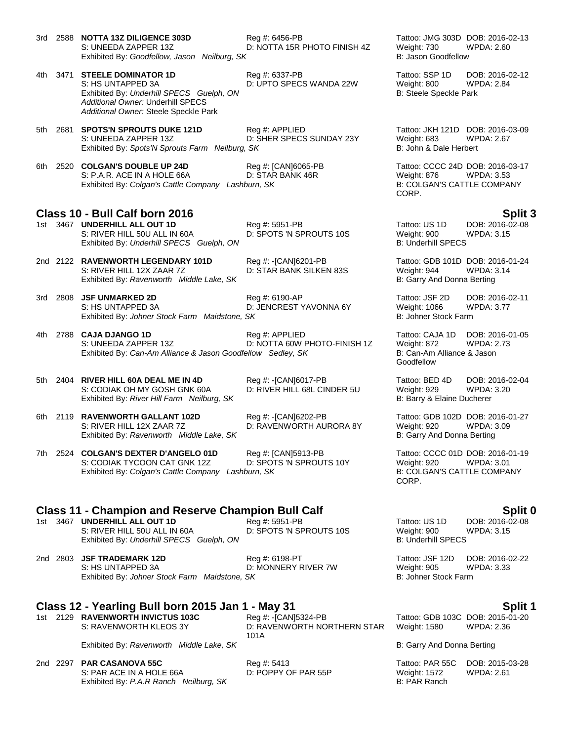3rd 2588 **NOTTA 13Z DILIGENCE 303D** Reg #: 6456-PB Tattoo: JMG 303D DOB: 2016-02-13
S: UNEEDA ZAPPER 13Z D: NOTTA 15R PHOTO FINISH 4Z Weight: 730 WPDA: 2.60
Exhibited By: *Goodfellow, Jason Neilburg, SK* B: Jason Goodfellow

4th 3471 **STEELE DOMINATOR 1D** Reg #: 6337-PB Tattoo: SSP 1D DOB: 2016-02-12
S: HS UNTAPPED 3A D: UPTO SPECS WANDA 22W Weight: 800 WPDA: 2.84
Exhibited By: *Underhill SPECS Guelph, ON* B: Steele Speckle Park
*Additional Owner:* Underhill SPECS
*Additional Owner:* Steele Speckle Park

5th 2681 **SPOTS'N SPROUTS DUKE 121D** Reg #: APPLIED Tattoo: JKH 121D DOB: 2016-03-09
S: UNEEDA ZAPPER 13Z D: SHER SPECS SUNDAY 23Y Weight: 683 WPDA: 2.67
Exhibited By: *Spots'N Sprouts Farm Neilburg, SK* B: John & Dale Herbert

6th 2520 **COLGAN'S DOUBLE UP 24D** Reg #: [CAN]6065-PB Tattoo: CCCC 24D DOB: 2016-03-17
S: P.A.R. ACE IN A HOLE 66A D: STAR BANK 46R Weight: 876 WPDA: 3.53
Exhibited By: *Colgan's Cattle Company Lashburn, SK* B: COLGAN'S CATTLE COMPANY CORP.

## Class 10 - Bull Calf born 2016 — Split 3

1st 3467 **UNDERHILL ALL OUT 1D** Reg #: 5951-PB Tattoo: US 1D DOB: 2016-02-08
S: RIVER HILL 50U ALL IN 60A D: SPOTS 'N SPROUTS 10S Weight: 900 WPDA: 3.15
Exhibited By: *Underhill SPECS Guelph, ON* B: Underhill SPECS

2nd 2122 **RAVENWORTH LEGENDARY 101D** Reg #: -[CAN]6201-PB Tattoo: GDB 101D DOB: 2016-01-24
S: RIVER HILL 12X ZAAR 7Z D: STAR BANK SILKEN 83S Weight: 944 WPDA: 3.14
Exhibited By: *Ravenworth Middle Lake, SK* B: Garry And Donna Berting

3rd 2808 **JSF UNMARKED 2D** Reg #: 6190-AP Tattoo: JSF 2D DOB: 2016-02-11
S: HS UNTAPPED 3A D: JENCREST YAVONNA 6Y Weight: 1066 WPDA: 3.77
Exhibited By: *Johner Stock Farm Maidstone, SK* B: Johner Stock Farm

4th 2788 **CAJA DJANGO 1D** Reg #: APPLIED Tattoo: CAJA 1D DOB: 2016-01-05
S: UNEEDA ZAPPER 13Z D: NOTTA 60W PHOTO-FINISH 1Z Weight: 872 WPDA: 2.73
Exhibited By: *Can-Am Alliance & Jason Goodfellow Sedley, SK* B: Can-Am Alliance & Jason Goodfellow

5th 2404 **RIVER HILL 60A DEAL ME IN 4D** Reg #: -[CAN]6017-PB Tattoo: BED 4D DOB: 2016-02-04
S: CODIAK OH MY GOSH GNK 60A D: RIVER HILL 68L CINDER 5U Weight: 929 WPDA: 3.20
Exhibited By: *River Hill Farm Neilburg, SK* B: Barry & Elaine Ducherer

6th 2119 **RAVENWORTH GALLANT 102D** Reg #: -[CAN]6202-PB Tattoo: GDB 102D DOB: 2016-01-27
S: RIVER HILL 12X ZAAR 7Z D: RAVENWORTH AURORA 8Y Weight: 920 WPDA: 3.09
Exhibited By: *Ravenworth Middle Lake, SK* B: Garry And Donna Berting

7th 2524 **COLGAN'S DEXTER D'ANGELO 01D** Reg #: [CAN]5913-PB Tattoo: CCCC 01D DOB: 2016-01-19
S: CODIAK TYCOON CAT GNK 12Z D: SPOTS 'N SPROUTS 10Y Weight: 920 WPDA: 3.01
Exhibited By: *Colgan's Cattle Company Lashburn, SK* B: COLGAN'S CATTLE COMPANY CORP.

## Class 11 - Champion and Reserve Champion Bull Calf — Split 0

1st 3467 **UNDERHILL ALL OUT 1D** Reg #: 5951-PB Tattoo: US 1D DOB: 2016-02-08
S: RIVER HILL 50U ALL IN 60A D: SPOTS 'N SPROUTS 10S Weight: 900 WPDA: 3.15
Exhibited By: *Underhill SPECS Guelph, ON* B: Underhill SPECS

2nd 2803 **JSF TRADEMARK 12D** Reg #: 6198-PT Tattoo: JSF 12D DOB: 2016-02-22
S: HS UNTAPPED 3A D: MONNERY RIVER 7W Weight: 905 WPDA: 3.33
Exhibited By: *Johner Stock Farm Maidstone, SK* B: Johner Stock Farm

## Class 12 - Yearling Bull born 2015 Jan 1 - May 31 — Split 1

1st 2129 **RAVENWORTH INVICTUS 103C** Reg #: -[CAN]5324-PB Tattoo: GDB 103C DOB: 2015-01-20
S: RAVENWORTH KLEOS 3Y D: RAVENWORTH NORTHERN STAR 101A Weight: 1580 WPDA: 2.36
Exhibited By: *Ravenworth Middle Lake, SK* B: Garry And Donna Berting

2nd 2297 **PAR CASANOVA 55C** Reg #: 5413 Tattoo: PAR 55C DOB: 2015-03-28
S: PAR ACE IN A HOLE 66A D: POPPY OF PAR 55P Weight: 1572 WPDA: 2.61
Exhibited By: *P.A.R Ranch Neilburg, SK* B: PAR Ranch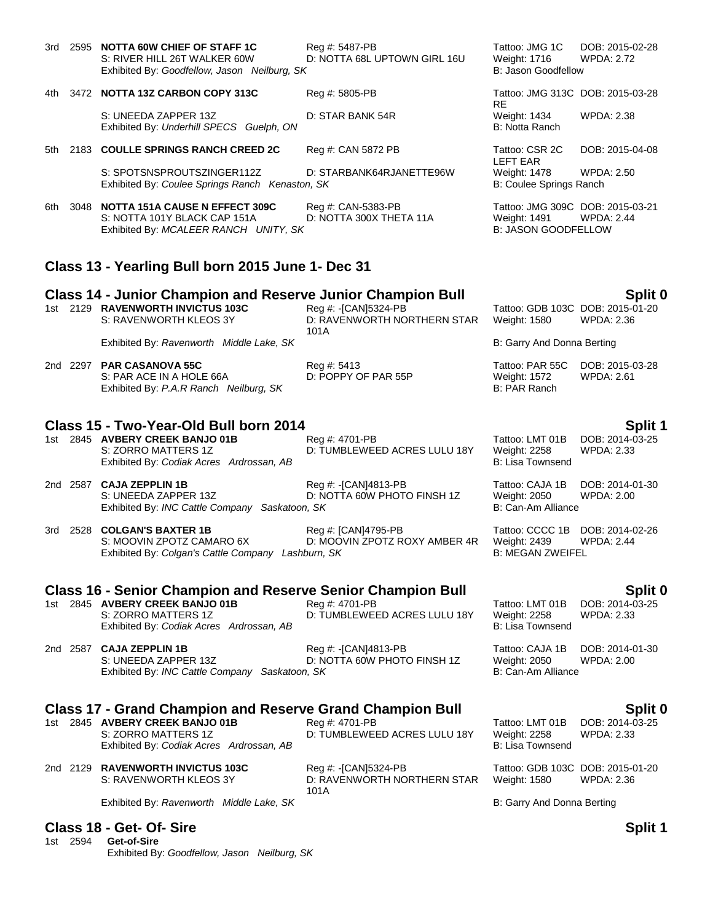3rd 2595 **NOTTA 60W CHIEF OF STAFF 1C** Reg #: 5487-PB Tattoo: JMG 1C DOB: 2015-02-28
S: RIVER HILL 26T WALKER 60W D: NOTTA 68L UPTOWN GIRL 16U Weight: 1716 WPDA: 2.72
Exhibited By: *Goodfellow, Jason Neilburg, SK* B: Jason Goodfellow

4th 3472 **NOTTA 13Z CARBON COPY 313C** Reg #: 5805-PB Tattoo: JMG 313C RE DOB: 2015-03-28
S: UNEEDA ZAPPER 13Z D: STAR BANK 54R Weight: 1434 WPDA: 2.38
Exhibited By: *Underhill SPECS Guelph, ON* B: Notta Ranch

5th 2183 **COULLE SPRINGS RANCH CREED 2C** Reg #: CAN 5872 PB Tattoo: CSR 2C LEFT EAR DOB: 2015-04-08
S: SPOTSNSPROUTSZINGER112Z D: STARBANK64RJANETTE96W Weight: 1478 WPDA: 2.50
Exhibited By: *Coulee Springs Ranch Kenaston, SK* B: Coulee Springs Ranch

6th 3048 **NOTTA 151A CAUSE N EFFECT 309C** Reg #: CAN-5383-PB Tattoo: JMG 309C DOB: 2015-03-21
S: NOTTA 101Y BLACK CAP 151A D: NOTTA 300X THETA 11A Weight: 1491 WPDA: 2.44
Exhibited By: *MCALEER RANCH UNITY, SK* B: JASON GOODFELLOW

## Class 13 - Yearling Bull born 2015 June 1- Dec 31

## Class 14 - Junior Champion and Reserve Junior Champion Bull — Split 0

1st 2129 **RAVENWORTH INVICTUS 103C** Reg #: -[CAN]5324-PB Tattoo: GDB 103C DOB: 2015-01-20
S: RAVENWORTH KLEOS 3Y D: RAVENWORTH NORTHERN STAR 101A Weight: 1580 WPDA: 2.36
Exhibited By: *Ravenworth Middle Lake, SK* B: Garry And Donna Berting

2nd 2297 **PAR CASANOVA 55C** Reg #: 5413 Tattoo: PAR 55C DOB: 2015-03-28
S: PAR ACE IN A HOLE 66A D: POPPY OF PAR 55P Weight: 1572 WPDA: 2.61
Exhibited By: *P.A.R Ranch Neilburg, SK* B: PAR Ranch

## Class 15 - Two-Year-Old Bull born 2014 — Split 1

1st 2845 **AVBERY CREEK BANJO 01B** Reg #: 4701-PB Tattoo: LMT 01B DOB: 2014-03-25
S: ZORRO MATTERS 1Z D: TUMBLEWEED ACRES LULU 18Y Weight: 2258 WPDA: 2.33
Exhibited By: *Codiak Acres Ardrossan, AB* B: Lisa Townsend

2nd 2587 **CAJA ZEPPLIN 1B** Reg #: -[CAN]4813-PB Tattoo: CAJA 1B DOB: 2014-01-30
S: UNEEDA ZAPPER 13Z D: NOTTA 60W PHOTO FINSH 1Z Weight: 2050 WPDA: 2.00
Exhibited By: *INC Cattle Company Saskatoon, SK* B: Can-Am Alliance

3rd 2528 **COLGAN'S BAXTER 1B** Reg #: [CAN]4795-PB Tattoo: CCCC 1B DOB: 2014-02-26
S: MOOVIN ZPOTZ CAMARO 6X D: MOOVIN ZPOTZ ROXY AMBER 4R Weight: 2439 WPDA: 2.44
Exhibited By: *Colgan's Cattle Company Lashburn, SK* B: MEGAN ZWEIFEL

## Class 16 - Senior Champion and Reserve Senior Champion Bull — Split 0

1st 2845 **AVBERY CREEK BANJO 01B** Reg #: 4701-PB Tattoo: LMT 01B DOB: 2014-03-25
S: ZORRO MATTERS 1Z D: TUMBLEWEED ACRES LULU 18Y Weight: 2258 WPDA: 2.33
Exhibited By: *Codiak Acres Ardrossan, AB* B: Lisa Townsend

2nd 2587 **CAJA ZEPPLIN 1B** Reg #: -[CAN]4813-PB Tattoo: CAJA 1B DOB: 2014-01-30
S: UNEEDA ZAPPER 13Z D: NOTTA 60W PHOTO FINSH 1Z Weight: 2050 WPDA: 2.00
Exhibited By: *INC Cattle Company Saskatoon, SK* B: Can-Am Alliance

## Class 17 - Grand Champion and Reserve Grand Champion Bull — Split 0

1st 2845 **AVBERY CREEK BANJO 01B** Reg #: 4701-PB Tattoo: LMT 01B DOB: 2014-03-25
S: ZORRO MATTERS 1Z D: TUMBLEWEED ACRES LULU 18Y Weight: 2258 WPDA: 2.33
Exhibited By: *Codiak Acres Ardrossan, AB* B: Lisa Townsend

2nd 2129 **RAVENWORTH INVICTUS 103C** Reg #: -[CAN]5324-PB Tattoo: GDB 103C DOB: 2015-01-20
S: RAVENWORTH KLEOS 3Y D: RAVENWORTH NORTHERN STAR 101A Weight: 1580 WPDA: 2.36
Exhibited By: *Ravenworth Middle Lake, SK* B: Garry And Donna Berting

## Class 18 - Get- Of- Sire — Split 1

1st 2594 **Get-of-Sire**
Exhibited By: *Goodfellow, Jason Neilburg, SK*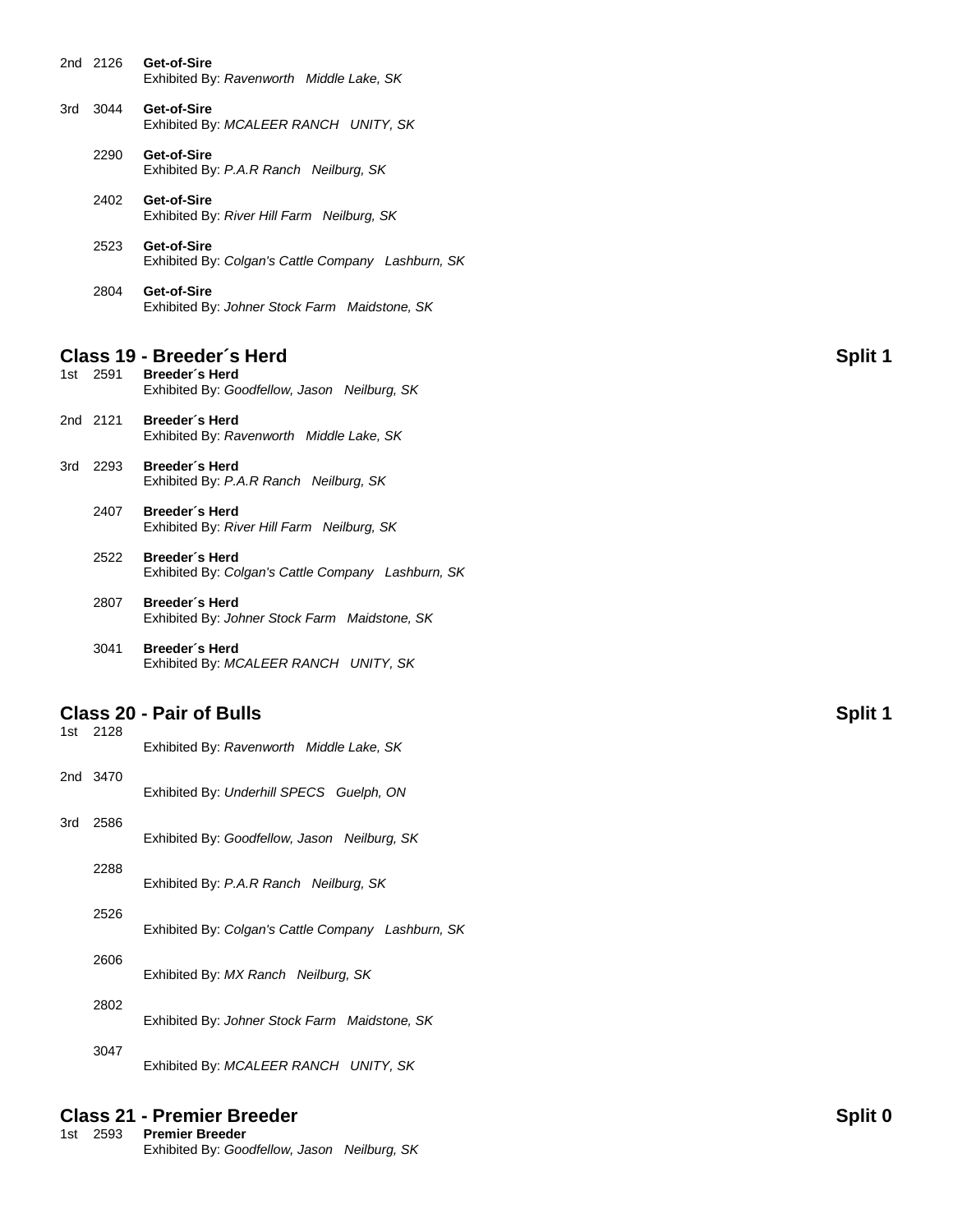2nd 2126 **Get-of-Sire**
Exhibited By: *Ravenworth Middle Lake, SK*

3rd 3044 **Get-of-Sire**
Exhibited By: *MCALEER RANCH UNITY, SK*

2290 **Get-of-Sire**
Exhibited By: *P.A.R Ranch Neilburg, SK*

2402 **Get-of-Sire**
Exhibited By: *River Hill Farm Neilburg, SK*

2523 **Get-of-Sire**
Exhibited By: *Colgan's Cattle Company Lashburn, SK*

2804 **Get-of-Sire**
Exhibited By: *Johner Stock Farm Maidstone, SK*

## Class 19 - Breeder´s Herd — Split 1

1st 2591 **Breeder´s Herd**
Exhibited By: *Goodfellow, Jason Neilburg, SK*

2nd 2121 **Breeder´s Herd**
Exhibited By: *Ravenworth Middle Lake, SK*

3rd 2293 **Breeder´s Herd**
Exhibited By: *P.A.R Ranch Neilburg, SK*

2407 **Breeder´s Herd**
Exhibited By: *River Hill Farm Neilburg, SK*

2522 **Breeder´s Herd**
Exhibited By: *Colgan's Cattle Company Lashburn, SK*

2807 **Breeder´s Herd**
Exhibited By: *Johner Stock Farm Maidstone, SK*

3041 **Breeder´s Herd**
Exhibited By: *MCALEER RANCH UNITY, SK*

## Class 20 - Pair of Bulls — Split 1

1st 2128
Exhibited By: *Ravenworth Middle Lake, SK*

2nd 3470
Exhibited By: *Underhill SPECS Guelph, ON*

3rd 2586
Exhibited By: *Goodfellow, Jason Neilburg, SK*

2288
Exhibited By: *P.A.R Ranch Neilburg, SK*

2526
Exhibited By: *Colgan's Cattle Company Lashburn, SK*

2606
Exhibited By: *MX Ranch Neilburg, SK*

2802
Exhibited By: *Johner Stock Farm Maidstone, SK*

3047
Exhibited By: *MCALEER RANCH UNITY, SK*

## Class 21 - Premier Breeder — Split 0

1st 2593 **Premier Breeder**
Exhibited By: *Goodfellow, Jason Neilburg, SK*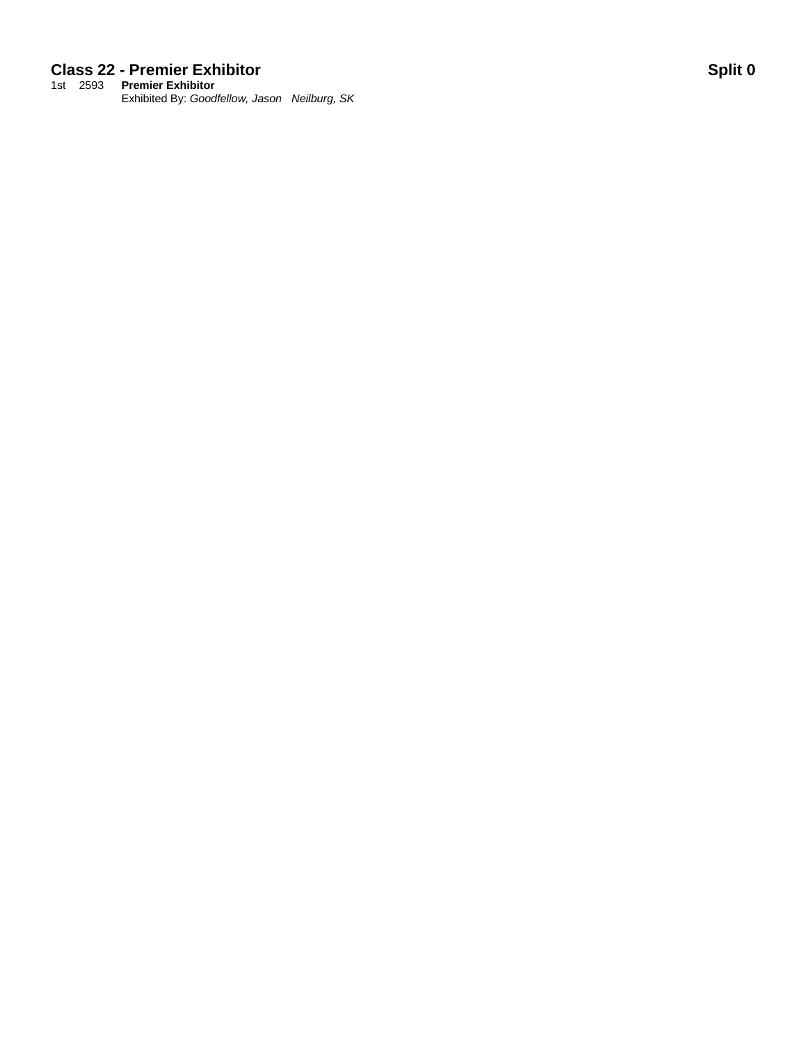### Class 22 - Premier Exhibitor Split 0

1st 2593 **Premier Exhibitor**
Exhibited By: *Goodfellow, Jason Neilburg, SK*